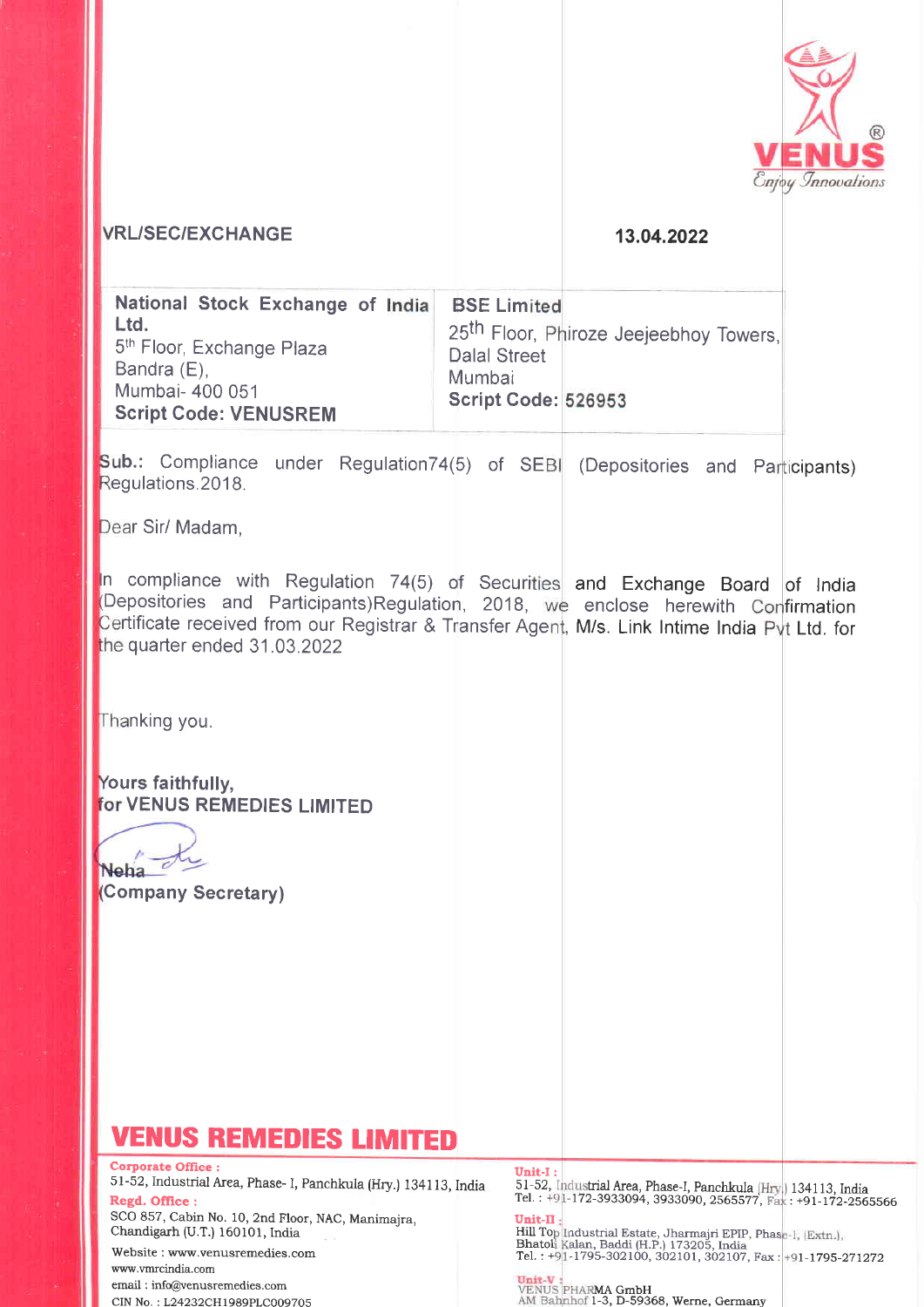VENUS
*Enjoy Innovations*

VRL/SEC/EXCHANGE

13.04.2022

| **National Stock Exchange of India Ltd.** 5th Floor, Exchange Plaza Bandra (E), Mumbai- 400 051 **Script Code: VENUSREM** | **BSE Limited** 25th Floor, Phiroze Jeejeebhoy Towers, Dalal Street Mumbai **Script Code: 526953** |
|---|---|

**Sub.:** Compliance under Regulation74(5) of SEBI (Depositories and Participants) Regulations.2018.

Dear Sir/ Madam,

In compliance with Regulation 74(5) of Securities and Exchange Board of India (Depositories and Participants)Regulation, 2018, we enclose herewith Confirmation Certificate received from our Registrar & Transfer Agent, M/s. Link Intime India Pvt Ltd. for the quarter ended 31.03.2022

Thanking you.

**Yours faithfully,**
**for VENUS REMEDIES LIMITED**

Neha
**(Company Secretary)**

# VENUS REMEDIES LIMITED

**Corporate Office :**
51-52, Industrial Area, Phase- I, Panchkula (Hry.) 134113, India

**Regd. Office :**
SCO 857, Cabin No. 10, 2nd Floor, NAC, Manimajra, Chandigarh (U.T.) 160101, India

Website : www.venusremedies.com
www.vmrcindia.com
email : info@venusremedies.com
CIN No. : L24232CH1989PLC009705

**Unit-I :**
51-52, Industrial Area, Phase-I, Panchkula (Hry.) 134113, India
Tel. : +91-172-3933094, 3933090, 2565577, Fax : +91-172-2565566

**Unit-II :**
Hill Top Industrial Estate, Jharmajri EPIP, Phase-I, (Extn.), Bhatoli Kalan, Baddi (H.P.) 173205, India
Tel. : +91-1795-302100, 302101, 302107, Fax : +91-1795-271272

**Unit-V :**
VENUS PHARMA GmbH
AM Bahnhof 1-3, D-59368, Werne, Germany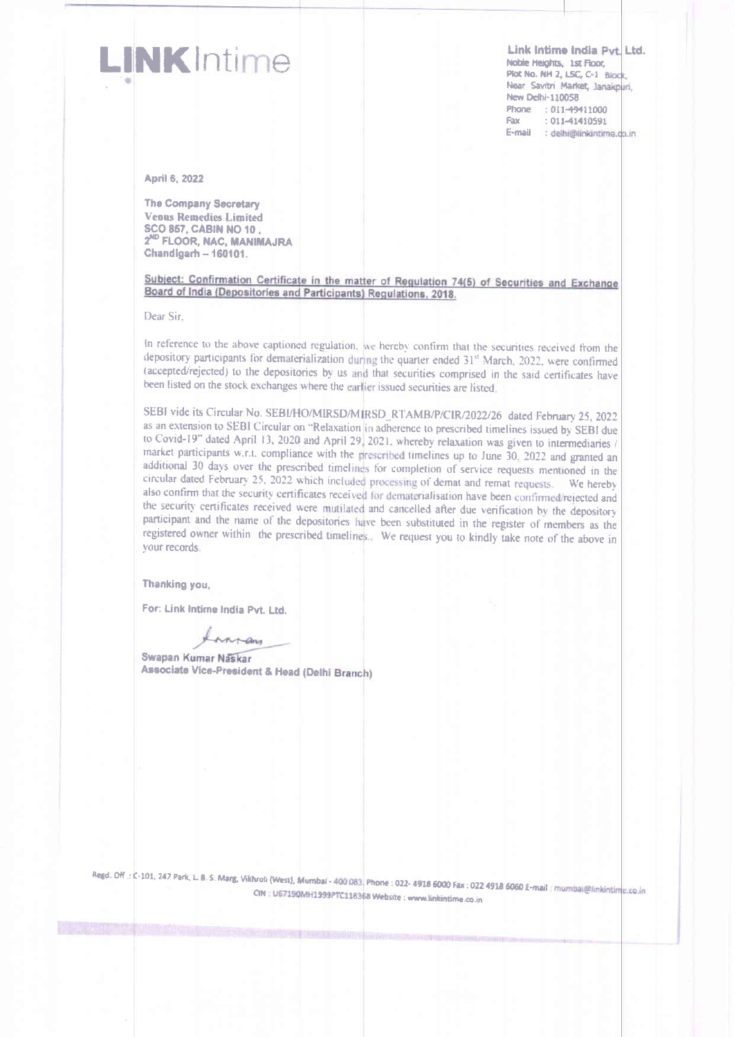**LINK**Intime

**Link Intime India Pvt. Ltd.**
Noble Heights, 1st Floor,
Plot No. NH 2, LSC, C-1 Block,
Near Savitri Market, Janakpuri,
New Delhi-110058
Phone : 011-49411000
Fax : 011-41410591
E-mail : delhi@linkintime.co.in

April 6, 2022

**The Company Secretary**
**Venus Remedies Limited**
**SCO 857, CABIN NO 10 ,**
**2ND FLOOR, NAC, MANIMAJRA**
**Chandigarh – 160101.**

**Subject: Confirmation Certificate in the matter of Regulation 74(5) of Securities and Exchange Board of India (Depositories and Participants) Regulations, 2018.**

Dear Sir,

In reference to the above captioned regulation, we hereby confirm that the securities received from the depository participants for dematerialization during the quarter ended 31st March, 2022, were confirmed (accepted/rejected) to the depositories by us and that securities comprised in the said certificates have been listed on the stock exchanges where the earlier issued securities are listed.

SEBI vide its Circular No. SEBI/HO/MIRSD/MIRSD_RTAMB/P/CIR/2022/26 dated February 25, 2022 as an extension to SEBI Circular on "Relaxation in adherence to prescribed timelines issued by SEBI due to Covid-19" dated April 13, 2020 and April 29, 2021, whereby relaxation was given to intermediaries / market participants w.r.t. compliance with the prescribed timelines up to June 30, 2022 and granted an additional 30 days over the prescribed timelines for completion of service requests mentioned in the circular dated February 25, 2022 which included processing of demat and remat requests. We hereby also confirm that the security certificates received for dematerialisation have been confirmed/rejected and the security certificates received were mutilated and cancelled after due verification by the depository participant and the name of the depositories have been substituted in the register of members as the registered owner within the prescribed timelines.. We request you to kindly take note of the above in your records.

**Thanking you,**

**For: Link Intime India Pvt. Ltd.**

**Swapan Kumar Naskar**
**Associate Vice-President & Head (Delhi Branch)**

Regd. Off : C-101, 247 Park, L. B. S. Marg, Vikhroli (West), Mumbai - 400 083, Phone : 022- 4918 6000 Fax : 022 4918 6060 E-mail : mumbai@linkintime.co.in
CIN : U67190MH1999PTC118368 Website : www.linkintime.co.in